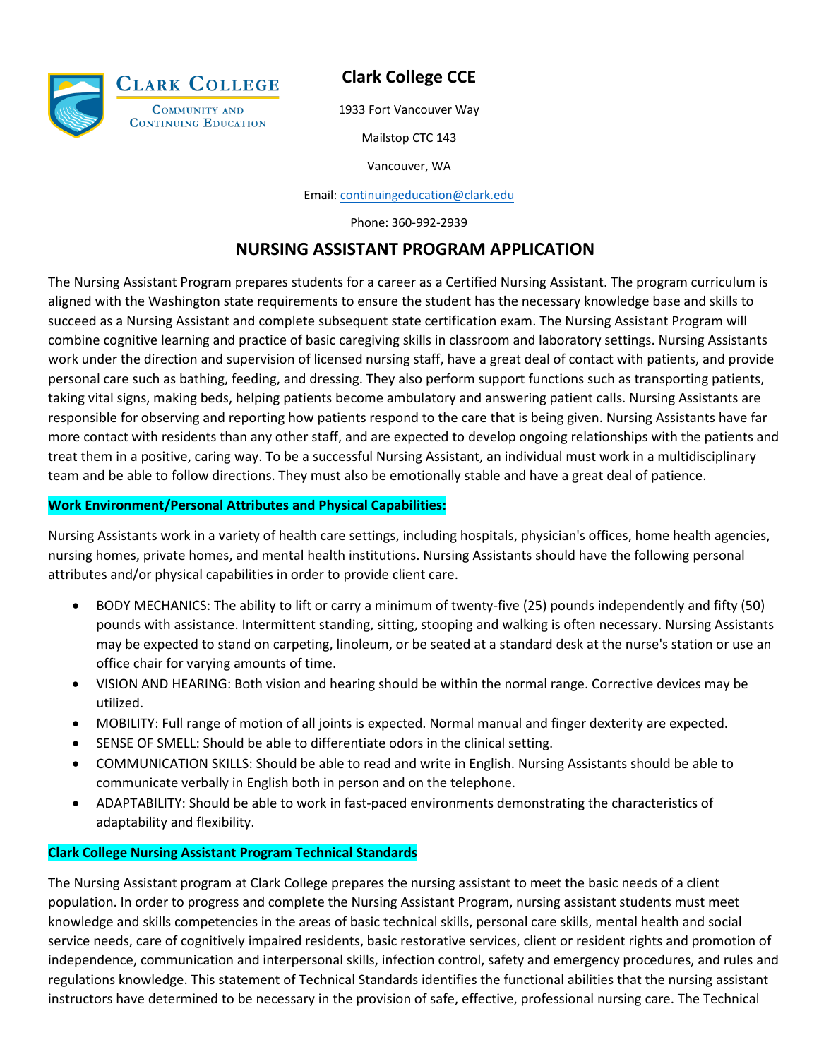Clark College Community and Continuing Education

# Clark College CCE

1933 Fort Vancouver Way

Mailstop CTC 143

Vancouver, WA

Email: continuingeducation@clark.edu

Phone: 360-992-2939

## NURSING ASSISTANT PROGRAM APPLICATION

The Nursing Assistant Program prepares students for a career as a Certified Nursing Assistant. The program curriculum is aligned with the Washington state requirements to ensure the student has the necessary knowledge base and skills to succeed as a Nursing Assistant and complete subsequent state certification exam. The Nursing Assistant Program will combine cognitive learning and practice of basic caregiving skills in classroom and laboratory settings. Nursing Assistants work under the direction and supervision of licensed nursing staff, have a great deal of contact with patients, and provide personal care such as bathing, feeding, and dressing. They also perform support functions such as transporting patients, taking vital signs, making beds, helping patients become ambulatory and answering patient calls. Nursing Assistants are responsible for observing and reporting how patients respond to the care that is being given. Nursing Assistants have far more contact with residents than any other staff, and are expected to develop ongoing relationships with the patients and treat them in a positive, caring way. To be a successful Nursing Assistant, an individual must work in a multidisciplinary team and be able to follow directions. They must also be emotionally stable and have a great deal of patience.

**Work Environment/Personal Attributes and Physical Capabilities:**

Nursing Assistants work in a variety of health care settings, including hospitals, physician's offices, home health agencies, nursing homes, private homes, and mental health institutions. Nursing Assistants should have the following personal attributes and/or physical capabilities in order to provide client care.

- BODY MECHANICS: The ability to lift or carry a minimum of twenty-five (25) pounds independently and fifty (50) pounds with assistance. Intermittent standing, sitting, stooping and walking is often necessary. Nursing Assistants may be expected to stand on carpeting, linoleum, or be seated at a standard desk at the nurse's station or use an office chair for varying amounts of time.
- VISION AND HEARING: Both vision and hearing should be within the normal range. Corrective devices may be utilized.
- MOBILITY: Full range of motion of all joints is expected. Normal manual and finger dexterity are expected.
- SENSE OF SMELL: Should be able to differentiate odors in the clinical setting.
- COMMUNICATION SKILLS: Should be able to read and write in English. Nursing Assistants should be able to communicate verbally in English both in person and on the telephone.
- ADAPTABILITY: Should be able to work in fast-paced environments demonstrating the characteristics of adaptability and flexibility.

**Clark College Nursing Assistant Program Technical Standards**

The Nursing Assistant program at Clark College prepares the nursing assistant to meet the basic needs of a client population. In order to progress and complete the Nursing Assistant Program, nursing assistant students must meet knowledge and skills competencies in the areas of basic technical skills, personal care skills, mental health and social service needs, care of cognitively impaired residents, basic restorative services, client or resident rights and promotion of independence, communication and interpersonal skills, infection control, safety and emergency procedures, and rules and regulations knowledge. This statement of Technical Standards identifies the functional abilities that the nursing assistant instructors have determined to be necessary in the provision of safe, effective, professional nursing care. The Technical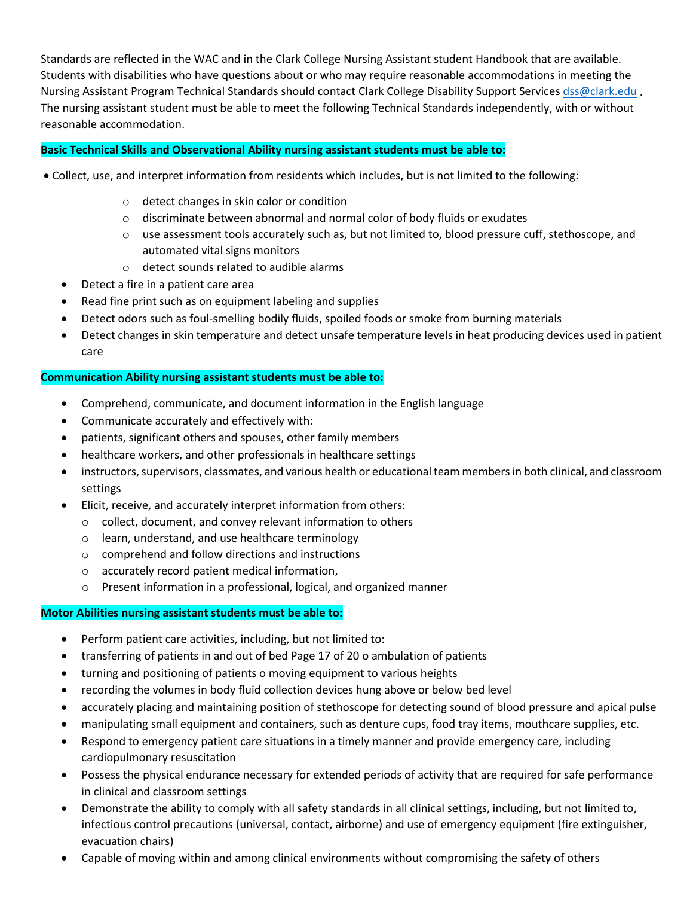Standards are reflected in the WAC and in the Clark College Nursing Assistant student Handbook that are available. Students with disabilities who have questions about or who may require reasonable accommodations in meeting the Nursing Assistant Program Technical Standards should contact Clark College Disability Support Services dss@clark.edu . The nursing assistant student must be able to meet the following Technical Standards independently, with or without reasonable accommodation.

**Basic Technical Skills and Observational Ability nursing assistant students must be able to:**

- Collect, use, and interpret information from residents which includes, but is not limited to the following:
  - detect changes in skin color or condition
  - discriminate between abnormal and normal color of body fluids or exudates
  - use assessment tools accurately such as, but not limited to, blood pressure cuff, stethoscope, and automated vital signs monitors
  - detect sounds related to audible alarms
- Detect a fire in a patient care area
- Read fine print such as on equipment labeling and supplies
- Detect odors such as foul-smelling bodily fluids, spoiled foods or smoke from burning materials
- Detect changes in skin temperature and detect unsafe temperature levels in heat producing devices used in patient care

**Communication Ability nursing assistant students must be able to:**

- Comprehend, communicate, and document information in the English language
- Communicate accurately and effectively with:
- patients, significant others and spouses, other family members
- healthcare workers, and other professionals in healthcare settings
- instructors, supervisors, classmates, and various health or educational team members in both clinical, and classroom settings
- Elicit, receive, and accurately interpret information from others:
  - collect, document, and convey relevant information to others
  - learn, understand, and use healthcare terminology
  - comprehend and follow directions and instructions
  - accurately record patient medical information,
  - Present information in a professional, logical, and organized manner

**Motor Abilities nursing assistant students must be able to:**

- Perform patient care activities, including, but not limited to:
- transferring of patients in and out of bed Page 17 of 20 o ambulation of patients
- turning and positioning of patients o moving equipment to various heights
- recording the volumes in body fluid collection devices hung above or below bed level
- accurately placing and maintaining position of stethoscope for detecting sound of blood pressure and apical pulse
- manipulating small equipment and containers, such as denture cups, food tray items, mouthcare supplies, etc.
- Respond to emergency patient care situations in a timely manner and provide emergency care, including cardiopulmonary resuscitation
- Possess the physical endurance necessary for extended periods of activity that are required for safe performance in clinical and classroom settings
- Demonstrate the ability to comply with all safety standards in all clinical settings, including, but not limited to, infectious control precautions (universal, contact, airborne) and use of emergency equipment (fire extinguisher, evacuation chairs)
- Capable of moving within and among clinical environments without compromising the safety of others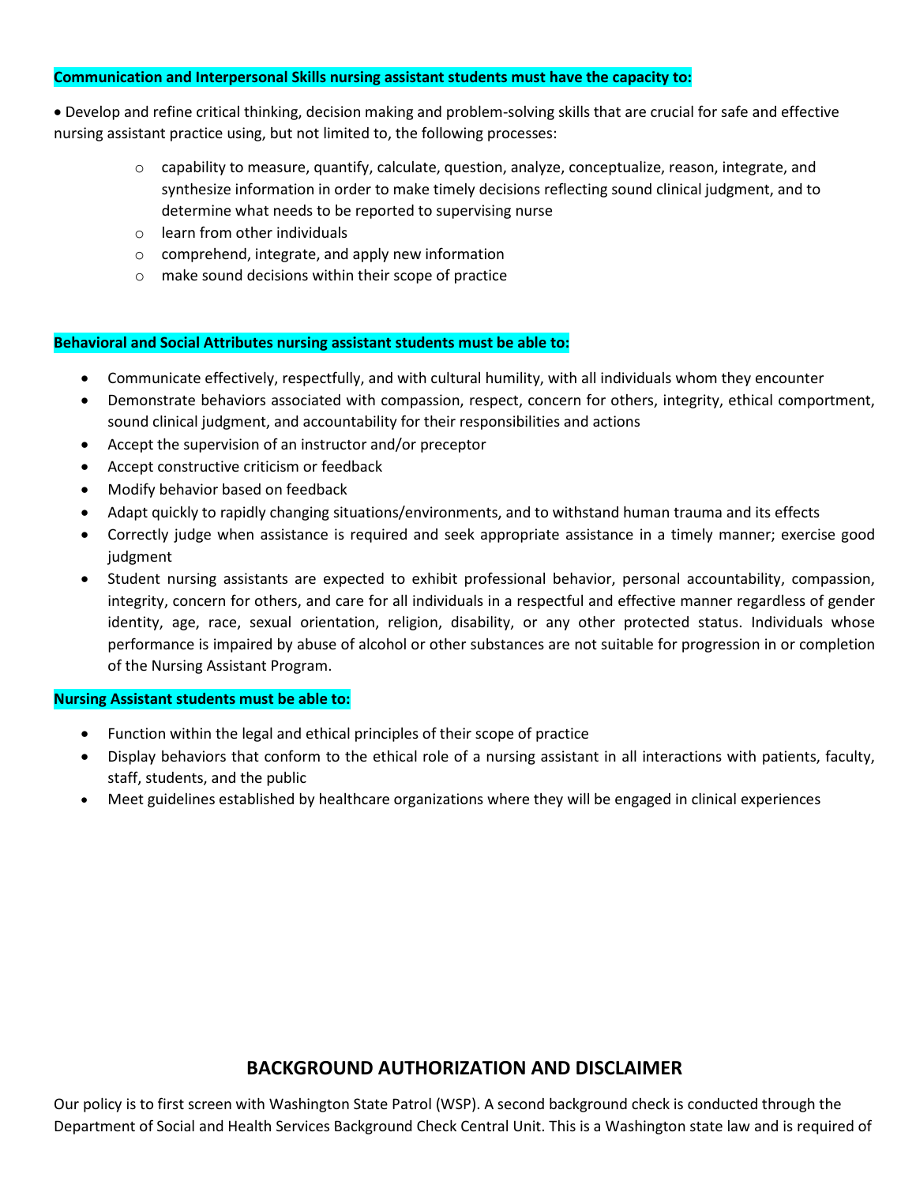**Communication and Interpersonal Skills nursing assistant students must have the capacity to:**

- Develop and refine critical thinking, decision making and problem-solving skills that are crucial for safe and effective nursing assistant practice using, but not limited to, the following processes:
  - capability to measure, quantify, calculate, question, analyze, conceptualize, reason, integrate, and synthesize information in order to make timely decisions reflecting sound clinical judgment, and to determine what needs to be reported to supervising nurse
  - learn from other individuals
  - comprehend, integrate, and apply new information
  - make sound decisions within their scope of practice

**Behavioral and Social Attributes nursing assistant students must be able to:**

- Communicate effectively, respectfully, and with cultural humility, with all individuals whom they encounter
- Demonstrate behaviors associated with compassion, respect, concern for others, integrity, ethical comportment, sound clinical judgment, and accountability for their responsibilities and actions
- Accept the supervision of an instructor and/or preceptor
- Accept constructive criticism or feedback
- Modify behavior based on feedback
- Adapt quickly to rapidly changing situations/environments, and to withstand human trauma and its effects
- Correctly judge when assistance is required and seek appropriate assistance in a timely manner; exercise good judgment
- Student nursing assistants are expected to exhibit professional behavior, personal accountability, compassion, integrity, concern for others, and care for all individuals in a respectful and effective manner regardless of gender identity, age, race, sexual orientation, religion, disability, or any other protected status. Individuals whose performance is impaired by abuse of alcohol or other substances are not suitable for progression in or completion of the Nursing Assistant Program.

**Nursing Assistant students must be able to:**

- Function within the legal and ethical principles of their scope of practice
- Display behaviors that conform to the ethical role of a nursing assistant in all interactions with patients, faculty, staff, students, and the public
- Meet guidelines established by healthcare organizations where they will be engaged in clinical experiences

## BACKGROUND AUTHORIZATION AND DISCLAIMER

Our policy is to first screen with Washington State Patrol (WSP). A second background check is conducted through the Department of Social and Health Services Background Check Central Unit. This is a Washington state law and is required of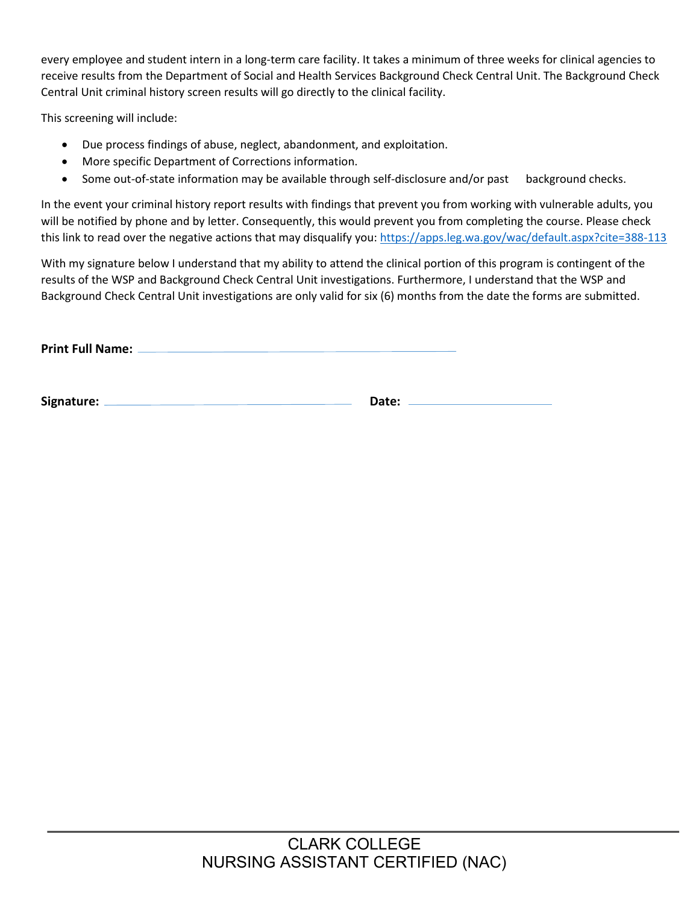every employee and student intern in a long-term care facility. It takes a minimum of three weeks for clinical agencies to receive results from the Department of Social and Health Services Background Check Central Unit. The Background Check Central Unit criminal history screen results will go directly to the clinical facility.

This screening will include:

- Due process findings of abuse, neglect, abandonment, and exploitation.
- More specific Department of Corrections information.
- Some out-of-state information may be available through self-disclosure and/or past background checks.

In the event your criminal history report results with findings that prevent you from working with vulnerable adults, you will be notified by phone and by letter. Consequently, this would prevent you from completing the course. Please check this link to read over the negative actions that may disqualify you: https://apps.leg.wa.gov/wac/default.aspx?cite=388-113

With my signature below I understand that my ability to attend the clinical portion of this program is contingent of the results of the WSP and Background Check Central Unit investigations. Furthermore, I understand that the WSP and Background Check Central Unit investigations are only valid for six (6) months from the date the forms are submitted.

**Print Full Name:** ______________________________

**Signature:** ______________________________ **Date:** ____________________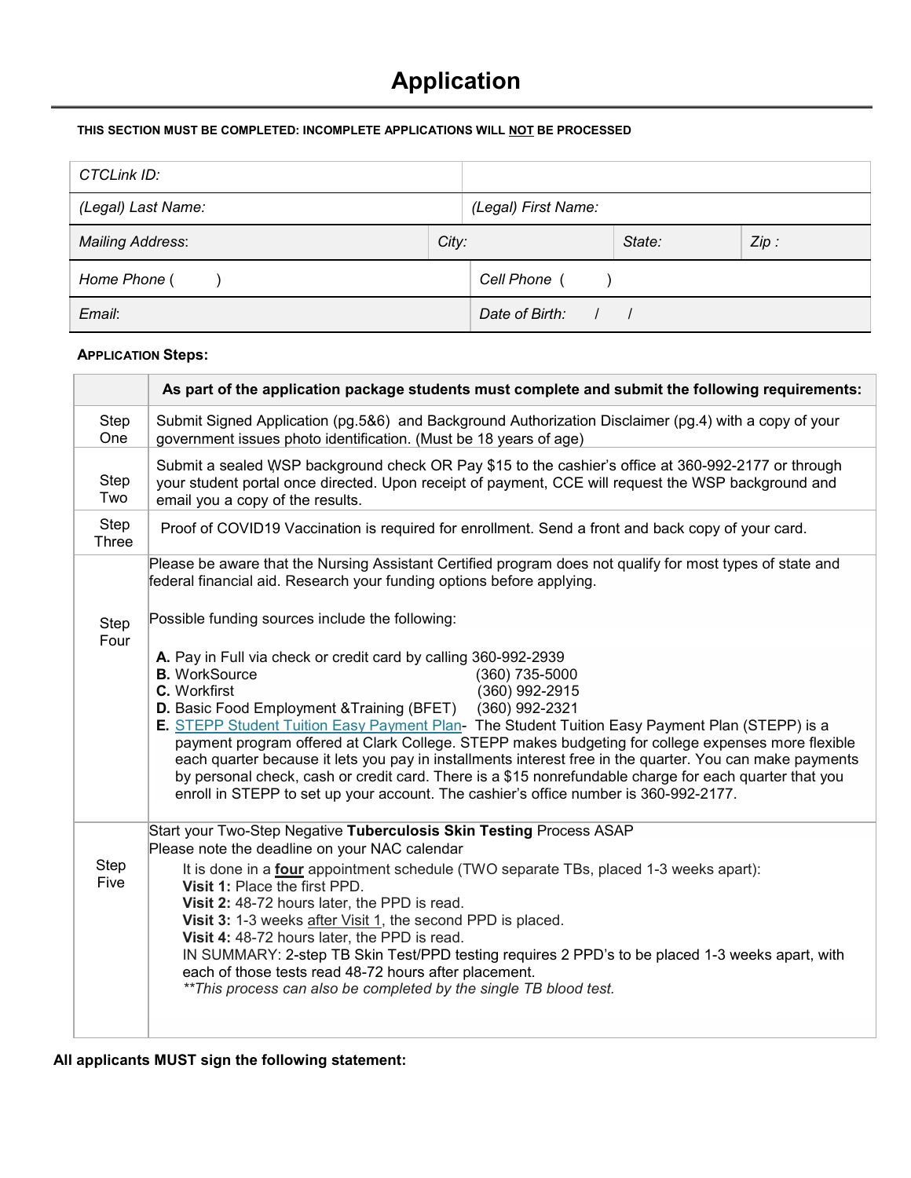# Application

**THIS SECTION MUST BE COMPLETED: INCOMPLETE APPLICATIONS WILL NOT BE PROCESSED**

| | | | |
|---|---|---|---|
| *CTCLink ID:* | | | |
| *(Legal) Last Name:* | *(Legal) First Name:* | | |
| *Mailing Address*: | *City:* | *State:* | *Zip :* |
| *Home Phone (        )* | *Cell Phone (        )* | | |
| *Email*: | *Date of Birth:    /    /* | | |

**APPLICATION Steps:**

| | As part of the application package students must complete and submit the following requirements: |
|---|---|
| Step One | Submit Signed Application (pg.5&6) and Background Authorization Disclaimer (pg.4) with a copy of your government issues photo identification. (Must be 18 years of age) |
| Step Two | Submit a sealed WSP background check OR Pay $15 to the cashier's office at 360-992-2177 or through your student portal once directed. Upon receipt of payment, CCE will request the WSP background and email you a copy of the results. |
| Step Three | Proof of COVID19 Vaccination is required for enrollment. Send a front and back copy of your card. |
| Step Four | Please be aware that the Nursing Assistant Certified program does not qualify for most types of state and federal financial aid. Research your funding options before applying.<br><br>Possible funding sources include the following:<br><br>**A.** Pay in Full via check or credit card by calling 360-992-2939<br>**B.** WorkSource (360) 735-5000<br>**C.** Workfirst (360) 992-2915<br>**D.** Basic Food Employment &Training (BFET) (360) 992-2321<br>**E.** STEPP Student Tuition Easy Payment Plan- The Student Tuition Easy Payment Plan (STEPP) is a payment program offered at Clark College. STEPP makes budgeting for college expenses more flexible each quarter because it lets you pay in installments interest free in the quarter. You can make payments by personal check, cash or credit card. There is a $15 nonrefundable charge for each quarter that you enroll in STEPP to set up your account. The cashier's office number is 360-992-2177. |
| Step Five | Start your Two-Step Negative **Tuberculosis Skin Testing** Process ASAP<br>Please note the deadline on your NAC calendar<br>It is done in a **four** appointment schedule (TWO separate TBs, placed 1-3 weeks apart):<br>**Visit 1:** Place the first PPD.<br>**Visit 2:** 48-72 hours later, the PPD is read.<br>**Visit 3:** 1-3 weeks after Visit 1, the second PPD is placed.<br>**Visit 4:** 48-72 hours later, the PPD is read.<br>IN SUMMARY: 2-step TB Skin Test/PPD testing requires 2 PPD's to be placed 1-3 weeks apart, with each of those tests read 48-72 hours after placement.<br>*\*\*This process can also be completed by the single TB blood test.* |

**All applicants MUST sign the following statement:**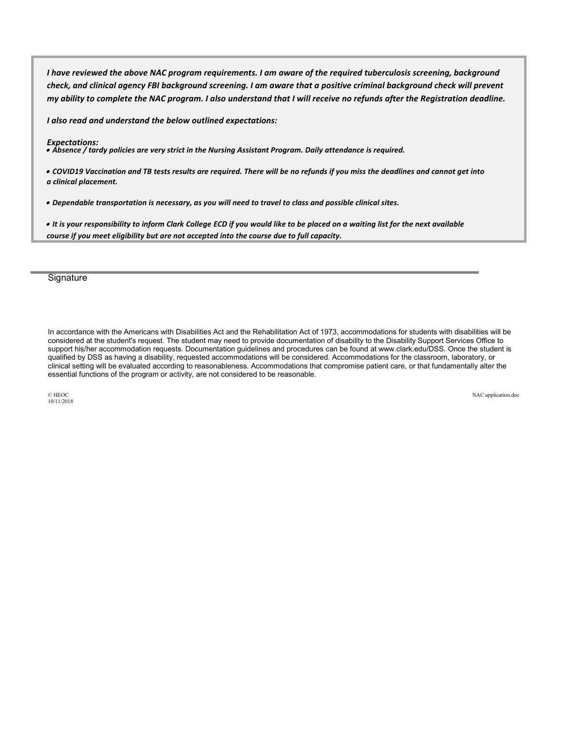*I have reviewed the above NAC program requirements. I am aware of the required tuberculosis screening, background check, and clinical agency FBI background screening. I am aware that a positive criminal background check will prevent my ability to complete the NAC program. I also understand that I will receive no refunds after the Registration deadline.*

*I also read and understand the below outlined expectations:*

***Expectations:***

- ***Absence / tardy policies are very strict in the Nursing Assistant Program. Daily attendance is required.***
- ***COVID19 Vaccination and TB tests results are required. There will be no refunds if you miss the deadlines and cannot get into a clinical placement.***
- ***Dependable transportation is necessary, as you will need to travel to class and possible clinical sites.***
- ***It is your responsibility to inform Clark College ECD if you would like to be placed on a waiting list for the next available course if you meet eligibility but are not accepted into the course due to full capacity.***

---

Signature

In accordance with the Americans with Disabilities Act and the Rehabilitation Act of 1973, accommodations for students with disabilities will be considered at the student's request. The student may need to provide documentation of disability to the Disability Support Services Office to support his/her accommodation requests. Documentation guidelines and procedures can be found at www.clark.edu/DSS. Once the student is qualified by DSS as having a disability, requested accommodations will be considered. Accommodations for the classroom, laboratory, or clinical setting will be evaluated according to reasonableness. Accommodations that compromise patient care, or that fundamentally alter the essential functions of the program or activity, are not considered to be reasonable.

© HEOC
10/11/2018

NAC application.doc